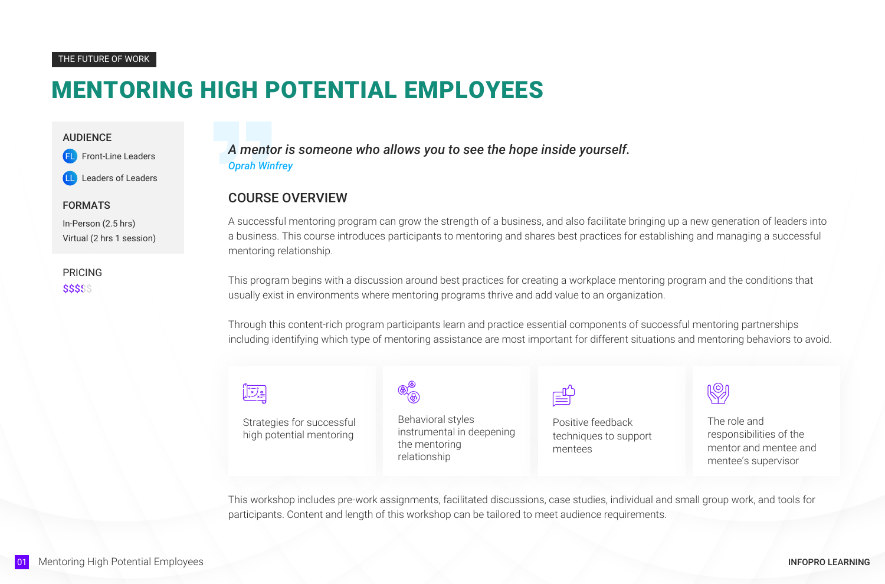THE FUTURE OF WORK

# MENTORING HIGH POTENTIAL EMPLOYEES

### AUDIENCE

- FL Front-Line Leaders
- LL Leaders of Leaders

### FORMATS

In-Person (2.5 hrs)
Virtual (2 hrs 1 session)

### PRICING

$$$$$

*A mentor is someone who allows you to see the hope inside yourself.*
*Oprah Winfrey*

## COURSE OVERVIEW

A successful mentoring program can grow the strength of a business, and also facilitate bringing up a new generation of leaders into a business. This course introduces participants to mentoring and shares best practices for establishing and managing a successful mentoring relationship.

This program begins with a discussion around best practices for creating a workplace mentoring program and the conditions that usually exist in environments where mentoring programs thrive and add value to an organization.

Through this content-rich program participants learn and practice essential components of successful mentoring partnerships including identifying which type of mentoring assistance are most important for different situations and mentoring behaviors to avoid.

- Strategies for successful high potential mentoring
- Behavioral styles instrumental in deepening the mentoring relationship
- Positive feedback techniques to support mentees
- The role and responsibilities of the mentor and mentee and mentee's supervisor

This workshop includes pre-work assignments, facilitated discussions, case studies, individual and small group work, and tools for participants. Content and length of this workshop can be tailored to meet audience requirements.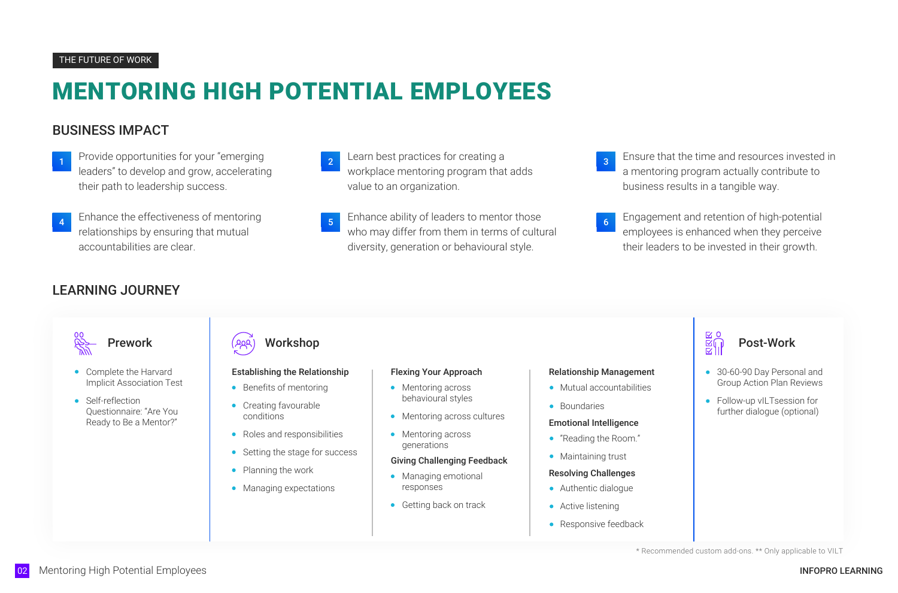THE FUTURE OF WORK

# MENTORING HIGH POTENTIAL EMPLOYEES

## BUSINESS IMPACT

1. Provide opportunities for your "emerging leaders" to develop and grow, accelerating their path to leadership success.
2. Learn best practices for creating a workplace mentoring program that adds value to an organization.
3. Ensure that the time and resources invested in a mentoring program actually contribute to business results in a tangible way.
4. Enhance the effectiveness of mentoring relationships by ensuring that mutual accountabilities are clear.
5. Enhance ability of leaders to mentor those who may differ from them in terms of cultural diversity, generation or behavioural style.
6. Engagement and retention of high-potential employees is enhanced when they perceive their leaders to be invested in their growth.

## LEARNING JOURNEY

### Prework

- Complete the Harvard Implicit Association Test
- Self-reflection Questionnaire: "Are You Ready to Be a Mentor?"

### Workshop

**Establishing the Relationship**

- Benefits of mentoring
- Creating favourable conditions
- Roles and responsibilities
- Setting the stage for success
- Planning the work
- Managing expectations

**Flexing Your Approach**

- Mentoring across behavioural styles
- Mentoring across cultures
- Mentoring across generations

**Giving Challenging Feedback**

- Managing emotional responses
- Getting back on track

**Relationship Management**

- Mutual accountabilities
- Boundaries

**Emotional Intelligence**

- "Reading the Room."
- Maintaining trust

**Resolving Challenges**

- Authentic dialogue
- Active listening
- Responsive feedback

### Post-Work

- 30-60-90 Day Personal and Group Action Plan Reviews
- Follow-up vILTsession for further dialogue (optional)

* Recommended custom add-ons. ** Only applicable to VILT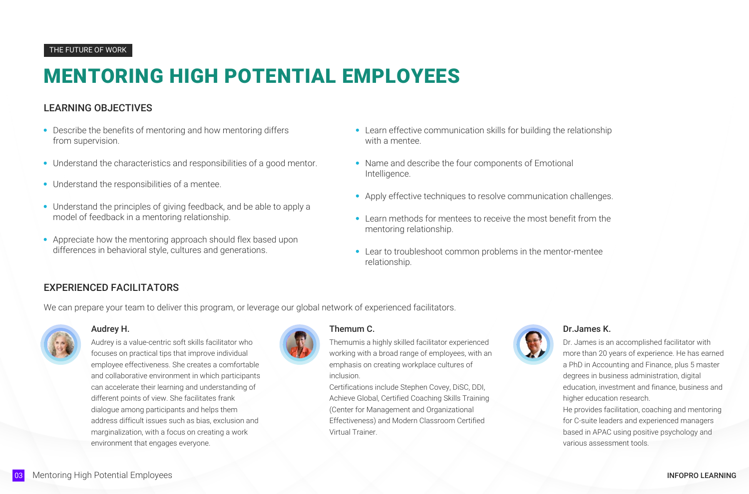THE FUTURE OF WORK

# MENTORING HIGH POTENTIAL EMPLOYEES

## LEARNING OBJECTIVES

- Describe the benefits of mentoring and how mentoring differs from supervision.
- Understand the characteristics and responsibilities of a good mentor.
- Understand the responsibilities of a mentee.
- Understand the principles of giving feedback, and be able to apply a model of feedback in a mentoring relationship.
- Appreciate how the mentoring approach should flex based upon differences in behavioral style, cultures and generations.
- Learn effective communication skills for building the relationship with a mentee.
- Name and describe the four components of Emotional Intelligence.
- Apply effective techniques to resolve communication challenges.
- Learn methods for mentees to receive the most benefit from the mentoring relationship.
- Lear to troubleshoot common problems in the mentor-mentee relationship.

## EXPERIENCED FACILITATORS

We can prepare your team to deliver this program, or leverage our global network of experienced facilitators.

### Audrey H.

Audrey is a value-centric soft skills facilitator who focuses on practical tips that improve individual employee effectiveness. She creates a comfortable and collaborative environment in which participants can accelerate their learning and understanding of different points of view. She facilitates frank dialogue among participants and helps them address difficult issues such as bias, exclusion and marginalization, with a focus on creating a work environment that engages everyone.

### Themum C.

Themumis a highly skilled facilitator experienced working with a broad range of employees, with an emphasis on creating workplace cultures of inclusion.
Certifications include Stephen Covey, DiSC, DDI, Achieve Global, Certified Coaching Skills Training (Center for Management and Organizational Effectiveness) and Modern Classroom Certified Virtual Trainer.

### Dr.James K.

Dr. James is an accomplished facilitator with more than 20 years of experience. He has earned a PhD in Accounting and Finance, plus 5 master degrees in business administration, digital education, investment and finance, business and higher education research.
He provides facilitation, coaching and mentoring for C-suite leaders and experienced managers based in APAC using positive psychology and various assessment tools.